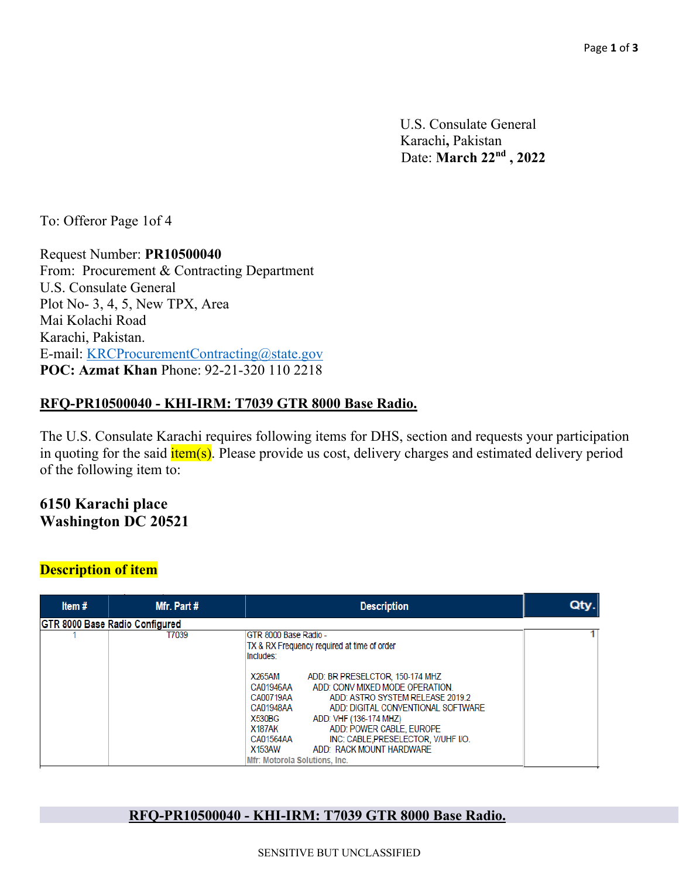U.S. Consulate General
Karachi, Pakistan
Date: **March 22nd , 2022**

To: Offeror Page 1of 4

Request Number: **PR10500040**
From: Procurement & Contracting Department
U.S. Consulate General
Plot No- 3, 4, 5, New TPX, Area
Mai Kolachi Road
Karachi, Pakistan.
E-mail: KRCProcurementContracting@state.gov
**POC: Azmat Khan** Phone: 92-21-320 110 2218

**RFQ-PR10500040 - KHI-IRM: T7039 GTR 8000 Base Radio.**

The U.S. Consulate Karachi requires following items for DHS, section and requests your participation in quoting for the said item(s). Please provide us cost, delivery charges and estimated delivery period of the following item to:

**6150 Karachi place**
**Washington DC 20521**

**Description of item**

| Item # | Mfr. Part # | Description | Qty. |
|---|---|---|---|
| GTR 8000 Base Radio Configured | | | |
| 1 | T7039 | GTR 8000 Base Radio - TX & RX Frequency required at time of order Includes: X265AM ADD: BR PRESELCTOR, 150-174 MHZ; CA01946AA ADD: CONV MIXED MODE OPERATION.; CA00719AA ADD: ASTRO SYSTEM RELEASE 2019.2; CA01948AA ADD: DIGITAL CONVENTIONAL SOFTWARE; X530BG ADD: VHF (136-174 MHZ); X187AK ADD: POWER CABLE, EUROPE; CA01564AA INC: CABLE,PRESELECTOR, V/UHF I/O.; X153AW ADD: RACK MOUNT HARDWARE; Mfr: Motorola Solutions, Inc. | 1 |

**RFQ-PR10500040 - KHI-IRM: T7039 GTR 8000 Base Radio.**

SENSITIVE BUT UNCLASSIFIED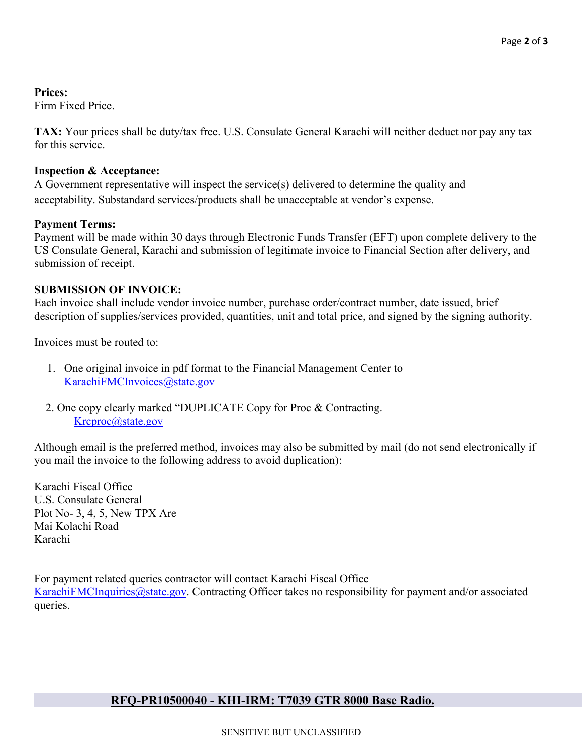**Prices:**
Firm Fixed Price.

**TAX:** Your prices shall be duty/tax free. U.S. Consulate General Karachi will neither deduct nor pay any tax for this service.

**Inspection & Acceptance:**
A Government representative will inspect the service(s) delivered to determine the quality and acceptability. Substandard services/products shall be unacceptable at vendor's expense.

**Payment Terms:**
Payment will be made within 30 days through Electronic Funds Transfer (EFT) upon complete delivery to the US Consulate General, Karachi and submission of legitimate invoice to Financial Section after delivery, and submission of receipt.

**SUBMISSION OF INVOICE:**
Each invoice shall include vendor invoice number, purchase order/contract number, date issued, brief description of supplies/services provided, quantities, unit and total price, and signed by the signing authority.

Invoices must be routed to:

1. One original invoice in pdf format to the Financial Management Center to KarachiFMCInvoices@state.gov

2. One copy clearly marked "DUPLICATE Copy for Proc & Contracting.
   Krcproc@state.gov

Although email is the preferred method, invoices may also be submitted by mail (do not send electronically if you mail the invoice to the following address to avoid duplication):

Karachi Fiscal Office
U.S. Consulate General
Plot No- 3, 4, 5, New TPX Are
Mai Kolachi Road
Karachi

For payment related queries contractor will contact Karachi Fiscal Office KarachiFMCInquiries@state.gov. Contracting Officer takes no responsibility for payment and/or associated queries.

**RFQ-PR10500040 - KHI-IRM: T7039 GTR 8000 Base Radio.**

SENSITIVE BUT UNCLASSIFIED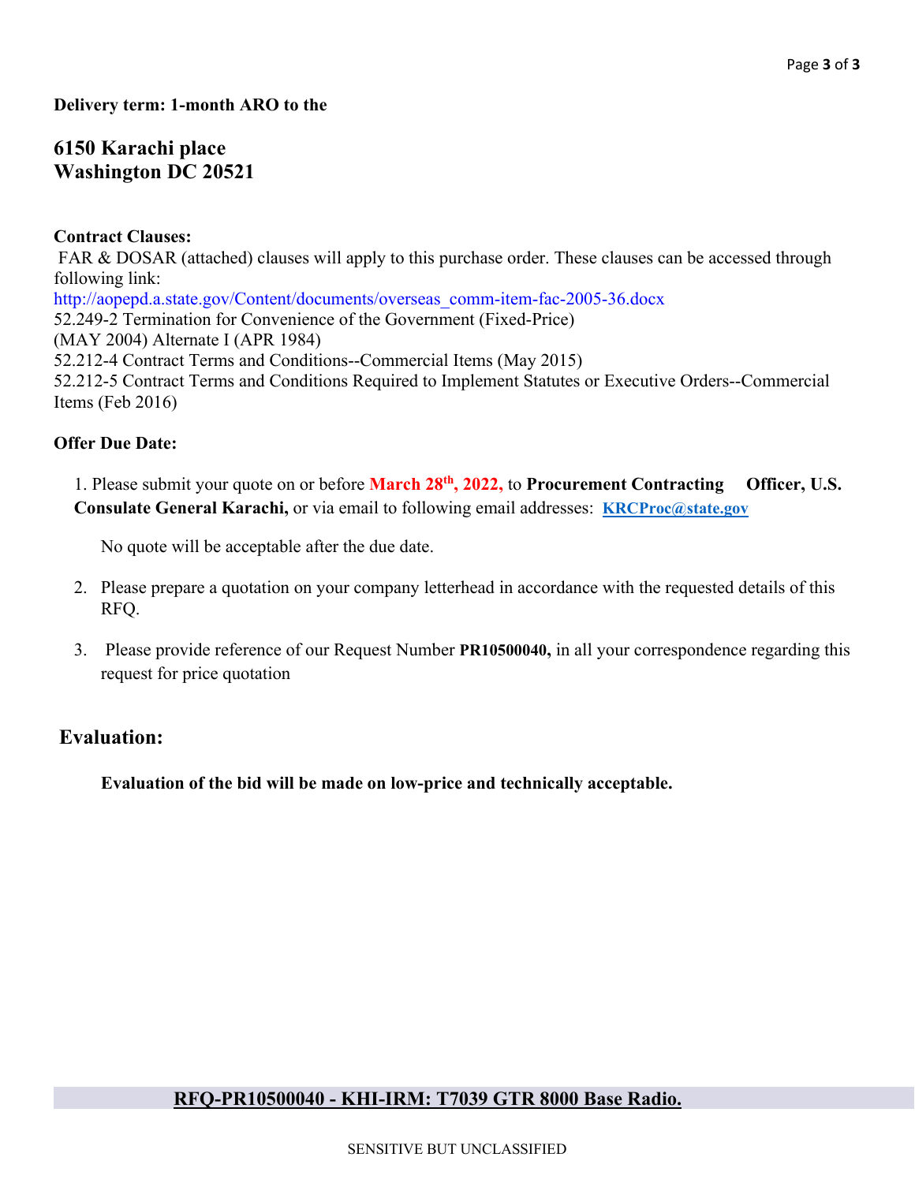**Delivery term: 1-month ARO to the**

**6150 Karachi place**
**Washington DC 20521**

**Contract Clauses:**
FAR & DOSAR (attached) clauses will apply to this purchase order. These clauses can be accessed through following link:
http://aopepd.a.state.gov/Content/documents/overseas_comm-item-fac-2005-36.docx
52.249-2 Termination for Convenience of the Government (Fixed-Price)
(MAY 2004) Alternate I (APR 1984)
52.212-4 Contract Terms and Conditions--Commercial Items (May 2015)
52.212-5 Contract Terms and Conditions Required to Implement Statutes or Executive Orders--Commercial Items (Feb 2016)

**Offer Due Date:**

1. Please submit your quote on or before **March 28th, 2022,** to **Procurement Contracting Officer, U.S. Consulate General Karachi,** or via email to following email addresses: **KRCProc@state.gov**

   No quote will be acceptable after the due date.

2. Please prepare a quotation on your company letterhead in accordance with the requested details of this RFQ.

3. Please provide reference of our Request Number **PR10500040,** in all your correspondence regarding this request for price quotation

## Evaluation:

**Evaluation of the bid will be made on low-price and technically acceptable.**

**RFQ-PR10500040 - KHI-IRM: T7039 GTR 8000 Base Radio.**

SENSITIVE BUT UNCLASSIFIED